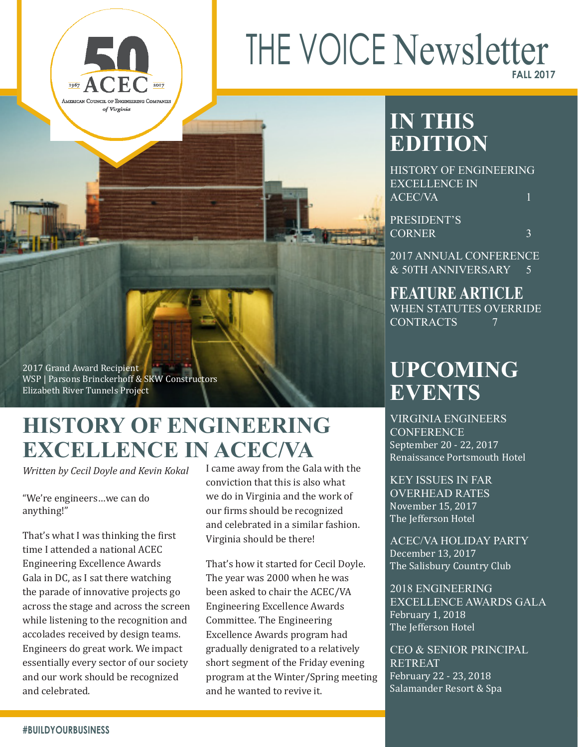# THE VOICE Newsletter

**FALL 2017**

1967 ACEC 2017
American Council of Engineering Companies of Virginia

2017 Grand Award Recipient
WSP | Parsons Brinckerhoff & SKW Constructors
Elizabeth River Tunnels Project

## HISTORY OF ENGINEERING EXCELLENCE IN ACEC/VA

*Written by Cecil Doyle and Kevin Kokal*

"We're engineers…we can do anything!"

That's what I was thinking the first time I attended a national ACEC Engineering Excellence Awards Gala in DC, as I sat there watching the parade of innovative projects go across the stage and across the screen while listening to the recognition and accolades received by design teams. Engineers do great work. We impact essentially every sector of our society and our work should be recognized and celebrated.

I came away from the Gala with the conviction that this is also what we do in Virginia and the work of our firms should be recognized and celebrated in a similar fashion. Virginia should be there!

That's how it started for Cecil Doyle. The year was 2000 when he was been asked to chair the ACEC/VA Engineering Excellence Awards Committee. The Engineering Excellence Awards program had gradually denigrated to a relatively short segment of the Friday evening program at the Winter/Spring meeting and he wanted to revive it.

## IN THIS EDITION

HISTORY OF ENGINEERING EXCELLENCE IN ACEC/VA — 1

PRESIDENT'S CORNER — 3

2017 ANNUAL CONFERENCE & 50TH ANNIVERSARY — 5

### FEATURE ARTICLE

WHEN STATUTES OVERRIDE CONTRACTS — 7

## UPCOMING EVENTS

VIRGINIA ENGINEERS CONFERENCE
September 20 - 22, 2017
Renaissance Portsmouth Hotel

KEY ISSUES IN FAR OVERHEAD RATES
November 15, 2017
The Jefferson Hotel

ACEC/VA HOLIDAY PARTY
December 13, 2017
The Salisbury Country Club

2018 ENGINEERING EXCELLENCE AWARDS GALA
February 1, 2018
The Jefferson Hotel

CEO & SENIOR PRINCIPAL RETREAT
February 22 - 23, 2018
Salamander Resort & Spa

#BUILDYOURBUSINESS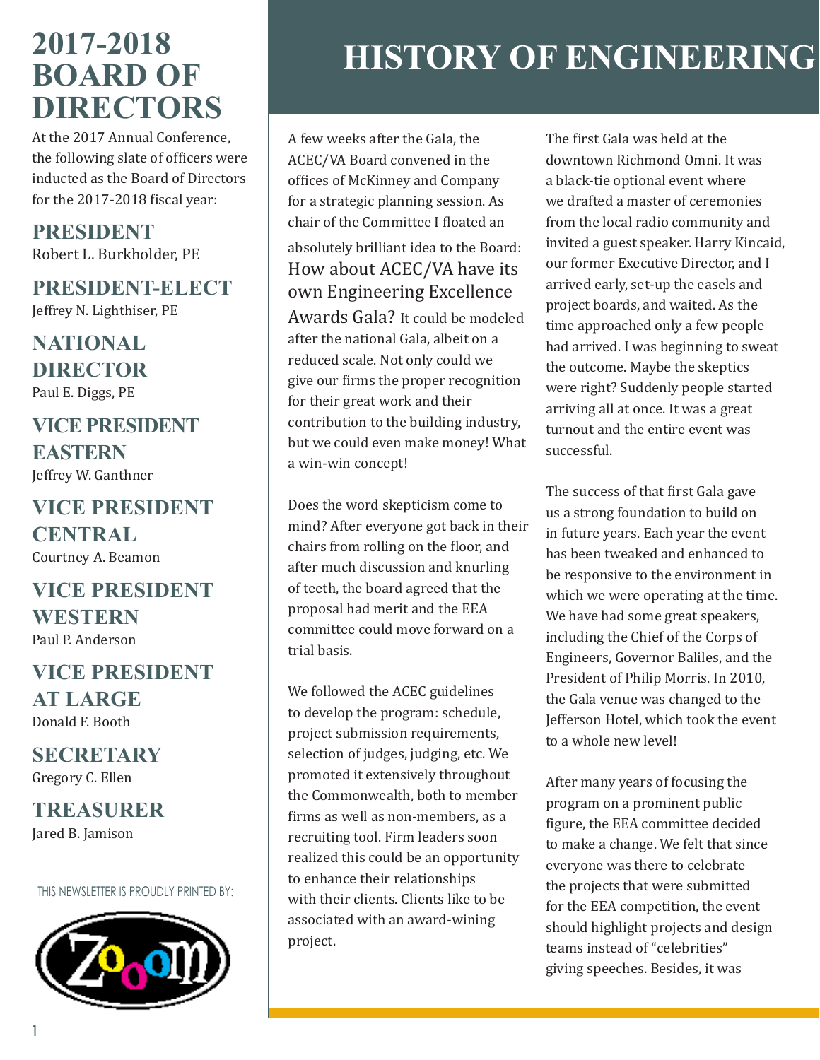# 2017-2018 BOARD OF DIRECTORS

At the 2017 Annual Conference, the following slate of officers were inducted as the Board of Directors for the 2017-2018 fiscal year:

## PRESIDENT
Robert L. Burkholder, PE

## PRESIDENT-ELECT
Jeffrey N. Lighthiser, PE

## NATIONAL DIRECTOR
Paul E. Diggs, PE

## VICE PRESIDENT EASTERN
Jeffrey W. Ganthner

## VICE PRESIDENT CENTRAL
Courtney A. Beamon

## VICE PRESIDENT WESTERN
Paul P. Anderson

## VICE PRESIDENT AT LARGE
Donald F. Booth

## SECRETARY
Gregory C. Ellen

## TREASURER
Jared B. Jamison

THIS NEWSLETTER IS PROUDLY PRINTED BY:

Zoom

# HISTORY OF ENGINEERING

A few weeks after the Gala, the ACEC/VA Board convened in the offices of McKinney and Company for a strategic planning session. As chair of the Committee I floated an absolutely brilliant idea to the Board: How about ACEC/VA have its own Engineering Excellence Awards Gala? It could be modeled after the national Gala, albeit on a reduced scale. Not only could we give our firms the proper recognition for their great work and their contribution to the building industry, but we could even make money! What a win-win concept!

Does the word skepticism come to mind? After everyone got back in their chairs from rolling on the floor, and after much discussion and knurling of teeth, the board agreed that the proposal had merit and the EEA committee could move forward on a trial basis.

We followed the ACEC guidelines to develop the program: schedule, project submission requirements, selection of judges, judging, etc. We promoted it extensively throughout the Commonwealth, both to member firms as well as non-members, as a recruiting tool. Firm leaders soon realized this could be an opportunity to enhance their relationships with their clients. Clients like to be associated with an award-wining project.

The first Gala was held at the downtown Richmond Omni. It was a black-tie optional event where we drafted a master of ceremonies from the local radio community and invited a guest speaker. Harry Kincaid, our former Executive Director, and I arrived early, set-up the easels and project boards, and waited. As the time approached only a few people had arrived. I was beginning to sweat the outcome. Maybe the skeptics were right? Suddenly people started arriving all at once. It was a great turnout and the entire event was successful.

The success of that first Gala gave us a strong foundation to build on in future years. Each year the event has been tweaked and enhanced to be responsive to the environment in which we were operating at the time. We have had some great speakers, including the Chief of the Corps of Engineers, Governor Baliles, and the President of Philip Morris. In 2010, the Gala venue was changed to the Jefferson Hotel, which took the event to a whole new level!

After many years of focusing the program on a prominent public figure, the EEA committee decided to make a change. We felt that since everyone was there to celebrate the projects that were submitted for the EEA competition, the event should highlight projects and design teams instead of "celebrities" giving speeches. Besides, it was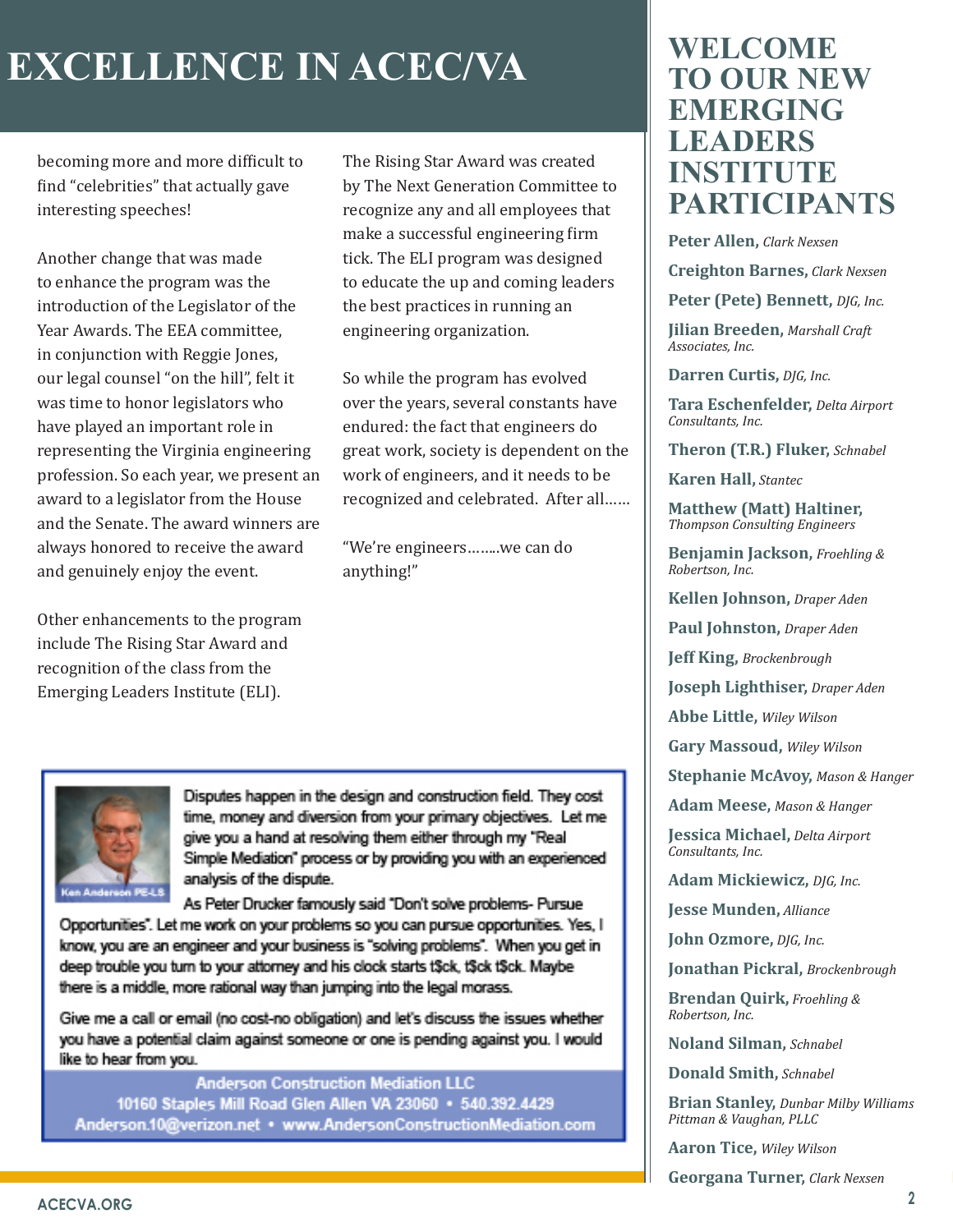# EXCELLENCE IN ACEC/VA

becoming more and more difficult to find "celebrities" that actually gave interesting speeches!

Another change that was made to enhance the program was the introduction of the Legislator of the Year Awards. The EEA committee, in conjunction with Reggie Jones, our legal counsel "on the hill", felt it was time to honor legislators who have played an important role in representing the Virginia engineering profession. So each year, we present an award to a legislator from the House and the Senate. The award winners are always honored to receive the award and genuinely enjoy the event.

Other enhancements to the program include The Rising Star Award and recognition of the class from the Emerging Leaders Institute (ELI).

The Rising Star Award was created by The Next Generation Committee to recognize any and all employees that make a successful engineering firm tick. The ELI program was designed to educate the up and coming leaders the best practices in running an engineering organization.

So while the program has evolved over the years, several constants have endured: the fact that engineers do great work, society is dependent on the work of engineers, and it needs to be recognized and celebrated. After all……

"We're engineers……..we can do anything!"

Ken Anderson PE-LS

Disputes happen in the design and construction field. They cost time, money and diversion from your primary objectives. Let me give you a hand at resolving them either through my "Real Simple Mediation" process or by providing you with an experienced analysis of the dispute.

As Peter Drucker famously said "Don't solve problems- Pursue Opportunities". Let me work on your problems so you can pursue opportunities. Yes, I know, you are an engineer and your business is "solving problems". When you get in deep trouble you turn to your attorney and his clock starts t$ck, t$ck t$ck. Maybe there is a middle, more rational way than jumping into the legal morass.

Give me a call or email (no cost-no obligation) and let's discuss the issues whether you have a potential claim against someone or one is pending against you. I would like to hear from you.

**Anderson Construction Mediation LLC**
**10160 Staples Mill Road Glen Allen VA 23060 • 540.392.4429**
**Anderson.10@verizon.net • www.AndersonConstructionMediation.com**

## WELCOME TO OUR NEW EMERGING LEADERS INSTITUTE PARTICIPANTS

**Peter Allen,** *Clark Nexsen*

**Creighton Barnes,** *Clark Nexsen*

**Peter (Pete) Bennett,** *DJG, Inc.*

**Jilian Breeden,** *Marshall Craft Associates, Inc.*

**Darren Curtis,** *DJG, Inc.*

**Tara Eschenfelder,** *Delta Airport Consultants, Inc.*

**Theron (T.R.) Fluker,** *Schnabel*

**Karen Hall,** *Stantec*

**Matthew (Matt) Haltiner,** *Thompson Consulting Engineers*

**Benjamin Jackson,** *Froehling & Robertson, Inc.*

**Kellen Johnson,** *Draper Aden*

**Paul Johnston,** *Draper Aden*

**Jeff King,** *Brockenbrough*

**Joseph Lighthiser,** *Draper Aden*

**Abbe Little,** *Wiley Wilson*

**Gary Massoud,** *Wiley Wilson*

**Stephanie McAvoy,** *Mason & Hanger*

**Adam Meese,** *Mason & Hanger*

**Jessica Michael,** *Delta Airport Consultants, Inc.*

**Adam Mickiewicz,** *DJG, Inc.*

**Jesse Munden,** *Alliance*

**John Ozmore,** *DJG, Inc.*

**Jonathan Pickral,** *Brockenbrough*

**Brendan Quirk,** *Froehling & Robertson, Inc.*

**Noland Silman,** *Schnabel*

**Donald Smith,** *Schnabel*

**Brian Stanley,** *Dunbar Milby Williams Pittman & Vaughan, PLLC*

**Aaron Tice,** *Wiley Wilson*

**Georgana Turner,** *Clark Nexsen*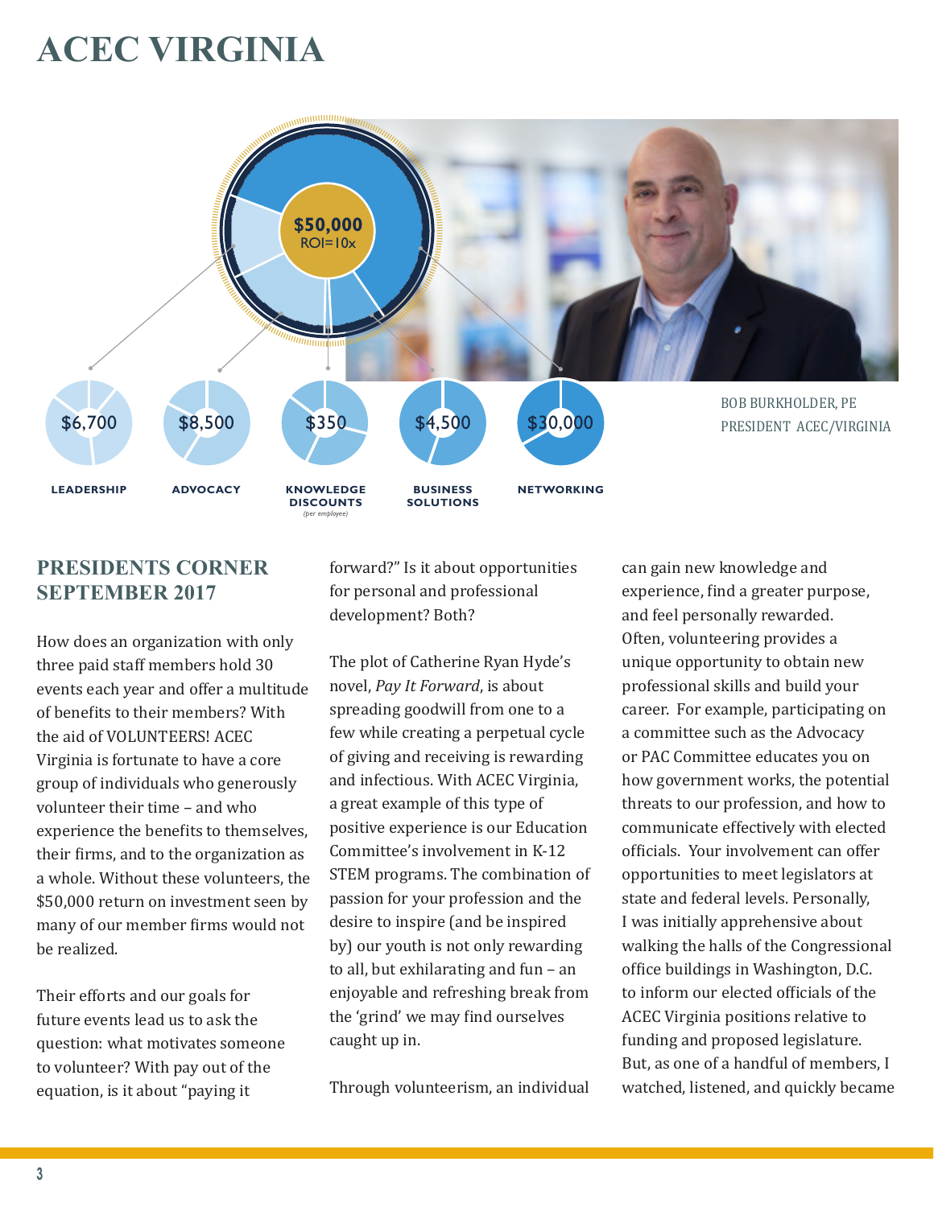# ACEC VIRGINIA

$50,000
ROI=10x

| $6,700 | $8,500 | $350 | $4,500 | $30,000 |
|---|---|---|---|---|
| LEADERSHIP | ADVOCACY | KNOWLEDGE DISCOUNTS (per employee) | BUSINESS SOLUTIONS | NETWORKING |

BOB BURKHOLDER, PE
PRESIDENT ACEC/VIRGINIA

## PRESIDENTS CORNER SEPTEMBER 2017

How does an organization with only three paid staff members hold 30 events each year and offer a multitude of benefits to their members? With the aid of VOLUNTEERS! ACEC Virginia is fortunate to have a core group of individuals who generously volunteer their time – and who experience the benefits to themselves, their firms, and to the organization as a whole. Without these volunteers, the $50,000 return on investment seen by many of our member firms would not be realized.

Their efforts and our goals for future events lead us to ask the question: what motivates someone to volunteer? With pay out of the equation, is it about "paying it forward?" Is it about opportunities for personal and professional development? Both?

The plot of Catherine Ryan Hyde's novel, *Pay It Forward*, is about spreading goodwill from one to a few while creating a perpetual cycle of giving and receiving is rewarding and infectious. With ACEC Virginia, a great example of this type of positive experience is our Education Committee's involvement in K-12 STEM programs. The combination of passion for your profession and the desire to inspire (and be inspired by) our youth is not only rewarding to all, but exhilarating and fun – an enjoyable and refreshing break from the 'grind' we may find ourselves caught up in.

Through volunteerism, an individual can gain new knowledge and experience, find a greater purpose, and feel personally rewarded. Often, volunteering provides a unique opportunity to obtain new professional skills and build your career. For example, participating on a committee such as the Advocacy or PAC Committee educates you on how government works, the potential threats to our profession, and how to communicate effectively with elected officials. Your involvement can offer opportunities to meet legislators at state and federal levels. Personally, I was initially apprehensive about walking the halls of the Congressional office buildings in Washington, D.C. to inform our elected officials of the ACEC Virginia positions relative to funding and proposed legislature. But, as one of a handful of members, I watched, listened, and quickly became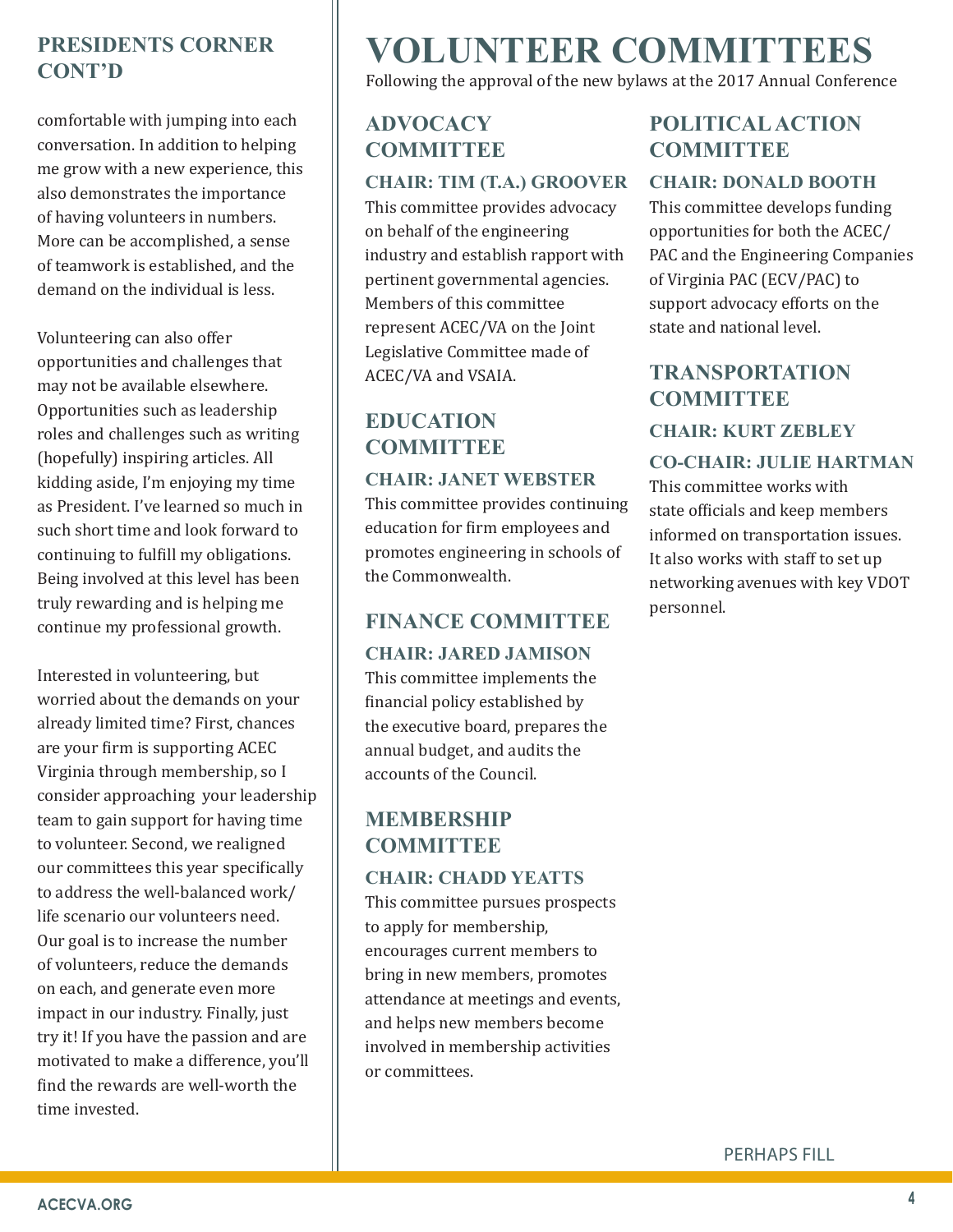## PRESIDENTS CORNER CONT'D

comfortable with jumping into each conversation. In addition to helping me grow with a new experience, this also demonstrates the importance of having volunteers in numbers. More can be accomplished, a sense of teamwork is established, and the demand on the individual is less.

Volunteering can also offer opportunities and challenges that may not be available elsewhere. Opportunities such as leadership roles and challenges such as writing (hopefully) inspiring articles. All kidding aside, I'm enjoying my time as President. I've learned so much in such short time and look forward to continuing to fulfill my obligations. Being involved at this level has been truly rewarding and is helping me continue my professional growth.

Interested in volunteering, but worried about the demands on your already limited time? First, chances are your firm is supporting ACEC Virginia through membership, so I consider approaching your leadership team to gain support for having time to volunteer. Second, we realigned our committees this year specifically to address the well-balanced work/life scenario our volunteers need. Our goal is to increase the number of volunteers, reduce the demands on each, and generate even more impact in our industry. Finally, just try it! If you have the passion and are motivated to make a difference, you'll find the rewards are well-worth the time invested.

# VOLUNTEER COMMITTEES

Following the approval of the new bylaws at the 2017 Annual Conference

## ADVOCACY COMMITTEE

### CHAIR: TIM (T.A.) GROOVER

This committee provides advocacy on behalf of the engineering industry and establish rapport with pertinent governmental agencies. Members of this committee represent ACEC/VA on the Joint Legislative Committee made of ACEC/VA and VSAIA.

## EDUCATION COMMITTEE

### CHAIR: JANET WEBSTER

This committee provides continuing education for firm employees and promotes engineering in schools of the Commonwealth.

## FINANCE COMMITTEE

### CHAIR: JARED JAMISON

This committee implements the financial policy established by the executive board, prepares the annual budget, and audits the accounts of the Council.

## MEMBERSHIP COMMITTEE

### CHAIR: CHADD YEATTS

This committee pursues prospects to apply for membership, encourages current members to bring in new members, promotes attendance at meetings and events, and helps new members become involved in membership activities or committees.

## POLITICAL ACTION COMMITTEE

### CHAIR: DONALD BOOTH

This committee develops funding opportunities for both the ACEC/PAC and the Engineering Companies of Virginia PAC (ECV/PAC) to support advocacy efforts on the state and national level.

## TRANSPORTATION COMMITTEE

### CHAIR: KURT ZEBLEY

### CO-CHAIR: JULIE HARTMAN

This committee works with state officials and keep members informed on transportation issues. It also works with staff to set up networking avenues with key VDOT personnel.

PERHAPS FILL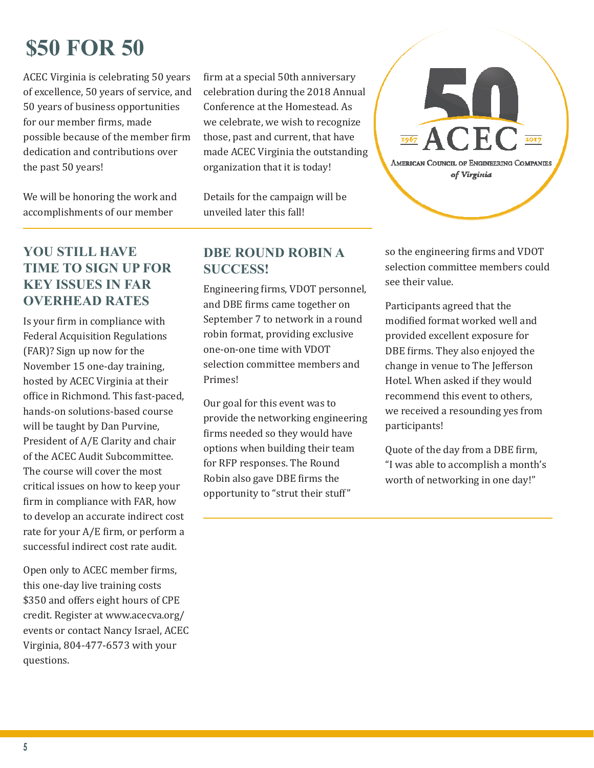# $50 FOR 50

ACEC Virginia is celebrating 50 years of excellence, 50 years of service, and 50 years of business opportunities for our member firms, made possible because of the member firm dedication and contributions over the past 50 years!

We will be honoring the work and accomplishments of our member firm at a special 50th anniversary celebration during the 2018 Annual Conference at the Homestead. As we celebrate, we wish to recognize those, past and current, that have made ACEC Virginia the outstanding organization that it is today!

Details for the campaign will be unveiled later this fall!

## YOU STILL HAVE TIME TO SIGN UP FOR KEY ISSUES IN FAR OVERHEAD RATES

Is your firm in compliance with Federal Acquisition Regulations (FAR)? Sign up now for the November 15 one-day training, hosted by ACEC Virginia at their office in Richmond. This fast-paced, hands-on solutions-based course will be taught by Dan Purvine, President of A/E Clarity and chair of the ACEC Audit Subcommittee. The course will cover the most critical issues on how to keep your firm in compliance with FAR, how to develop an accurate indirect cost rate for your A/E firm, or perform a successful indirect cost rate audit.

Open only to ACEC member firms, this one-day live training costs $350 and offers eight hours of CPE credit. Register at www.acecva.org/events or contact Nancy Israel, ACEC Virginia, 804-477-6573 with your questions.

## DBE ROUND ROBIN A SUCCESS!

Engineering firms, VDOT personnel, and DBE firms came together on September 7 to network in a round robin format, providing exclusive one-on-one time with VDOT selection committee members and Primes!

Our goal for this event was to provide the networking engineering firms needed so they would have options when building their team for RFP responses. The Round Robin also gave DBE firms the opportunity to "strut their stuff" so the engineering firms and VDOT selection committee members could see their value.

Participants agreed that the modified format worked well and provided excellent exposure for DBE firms. They also enjoyed the change in venue to The Jefferson Hotel. When asked if they would recommend this event to others, we received a resounding yes from participants!

Quote of the day from a DBE firm, "I was able to accomplish a month's worth of networking in one day!"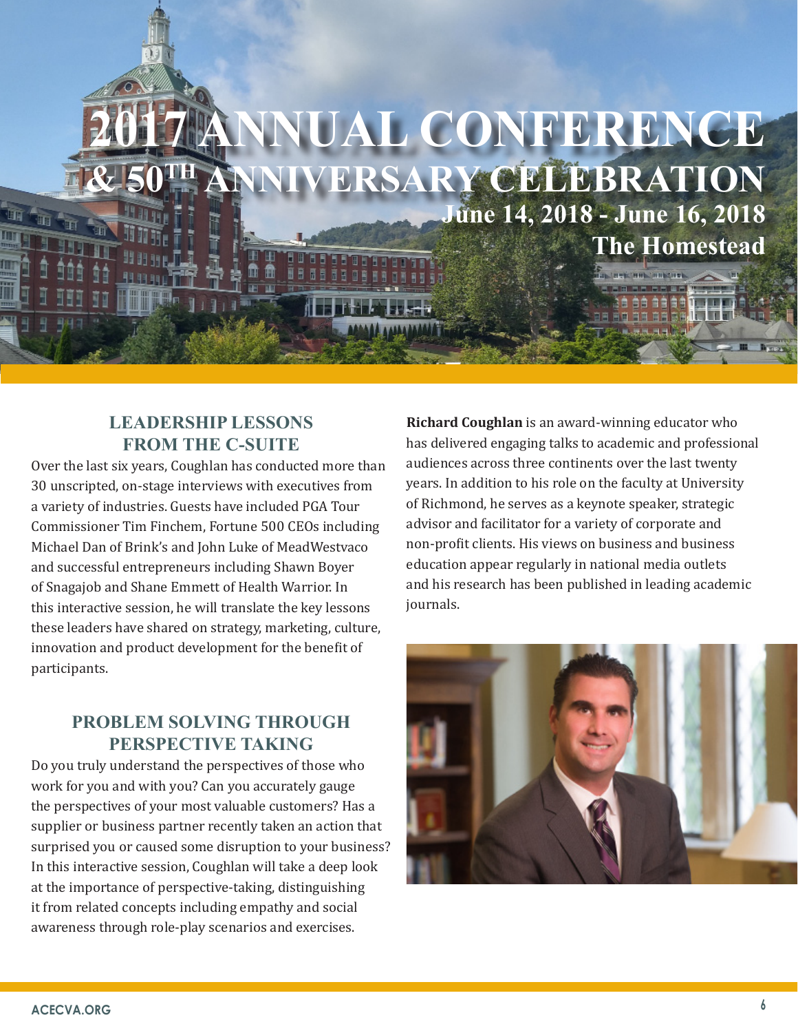# 2017 ANNUAL CONFERENCE & 50TH ANNIVERSARY CELEBRATION

**June 14, 2018 - June 16, 2018**
**The Homestead**

## LEADERSHIP LESSONS FROM THE C-SUITE

Over the last six years, Coughlan has conducted more than 30 unscripted, on-stage interviews with executives from a variety of industries. Guests have included PGA Tour Commissioner Tim Finchem, Fortune 500 CEOs including Michael Dan of Brink's and John Luke of MeadWestvaco and successful entrepreneurs including Shawn Boyer of Snagajob and Shane Emmett of Health Warrior. In this interactive session, he will translate the key lessons these leaders have shared on strategy, marketing, culture, innovation and product development for the benefit of participants.

## PROBLEM SOLVING THROUGH PERSPECTIVE TAKING

Do you truly understand the perspectives of those who work for you and with you? Can you accurately gauge the perspectives of your most valuable customers? Has a supplier or business partner recently taken an action that surprised you or caused some disruption to your business? In this interactive session, Coughlan will take a deep look at the importance of perspective-taking, distinguishing it from related concepts including empathy and social awareness through role-play scenarios and exercises.

**Richard Coughlan** is an award-winning educator who has delivered engaging talks to academic and professional audiences across three continents over the last twenty years. In addition to his role on the faculty at University of Richmond, he serves as a keynote speaker, strategic advisor and facilitator for a variety of corporate and non-profit clients. His views on business and business education appear regularly in national media outlets and his research has been published in leading academic journals.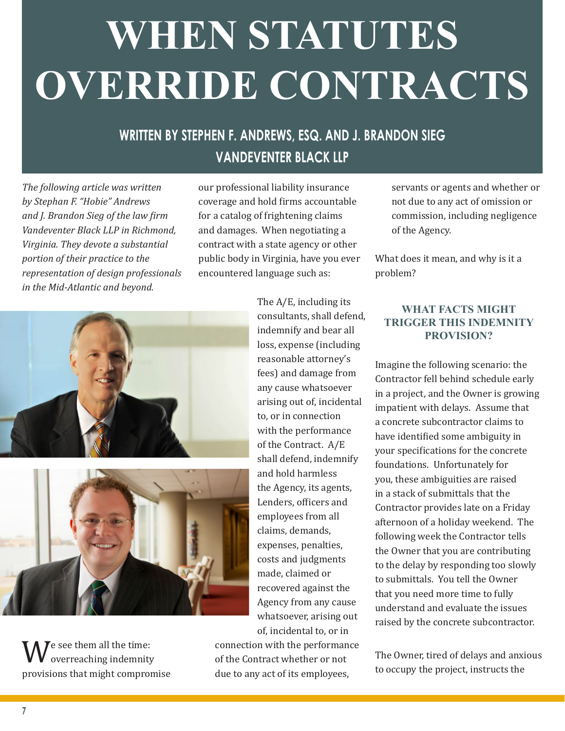# WHEN STATUTES OVERRIDE CONTRACTS

## WRITTEN BY STEPHEN F. ANDREWS, ESQ. AND J. BRANDON SIEG VANDEVENTER BLACK LLP

*The following article was written by Stephen F. "Hobie" Andrews and J. Brandon Sieg of the law firm Vandeventer Black LLP in Richmond, Virginia. They devote a substantial portion of their practice to the representation of design professionals in the Mid-Atlantic and beyond.*

We see them all the time: overreaching indemnity provisions that might compromise our professional liability insurance coverage and hold firms accountable for a catalog of frightening claims and damages. When negotiating a contract with a state agency or other public body in Virginia, have you ever encountered language such as:

> The A/E, including its consultants, shall defend, indemnify and bear all loss, expense (including reasonable attorney's fees) and damage from any cause whatsoever arising out of, incidental to, or in connection with the performance of the Contract. A/E shall defend, indemnify and hold harmless the Agency, its agents, Lenders, officers and employees from all claims, demands, expenses, penalties, costs and judgments made, claimed or recovered against the Agency from any cause whatsoever, arising out of, incidental to, or in connection with the performance of the Contract whether or not due to any act of its employees, servants or agents and whether or not due to any act of omission or commission, including negligence of the Agency.

What does it mean, and why is it a problem?

### WHAT FACTS MIGHT TRIGGER THIS INDEMNITY PROVISION?

Imagine the following scenario: the Contractor fell behind schedule early in a project, and the Owner is growing impatient with delays. Assume that a concrete subcontractor claims to have identified some ambiguity in your specifications for the concrete foundations. Unfortunately for you, these ambiguities are raised in a stack of submittals that the Contractor provides late on a Friday afternoon of a holiday weekend. The following week the Contractor tells the Owner that you are contributing to the delay by responding too slowly to submittals. You tell the Owner that you need more time to fully understand and evaluate the issues raised by the concrete subcontractor.

The Owner, tired of delays and anxious to occupy the project, instructs the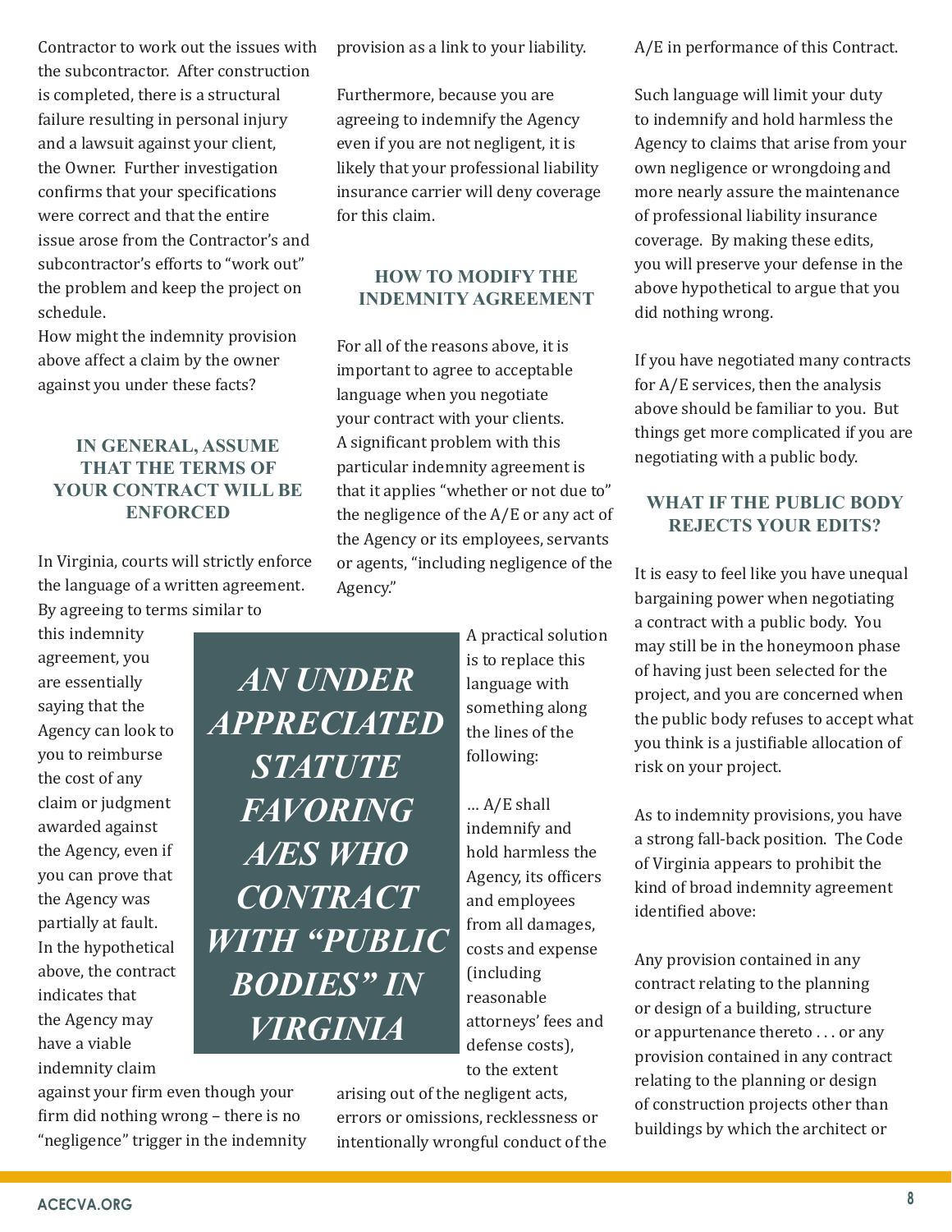Contractor to work out the issues with the subcontractor. After construction is completed, there is a structural failure resulting in personal injury and a lawsuit against your client, the Owner. Further investigation confirms that your specifications were correct and that the entire issue arose from the Contractor's and subcontractor's efforts to "work out" the problem and keep the project on schedule.

How might the indemnity provision above affect a claim by the owner against you under these facts?

### IN GENERAL, ASSUME THAT THE TERMS OF YOUR CONTRACT WILL BE ENFORCED

In Virginia, courts will strictly enforce the language of a written agreement. By agreeing to terms similar to this indemnity agreement, you are essentially saying that the Agency can look to you to reimburse the cost of any claim or judgment awarded against the Agency, even if you can prove that the Agency was partially at fault. In the hypothetical above, the contract indicates that the Agency may have a viable indemnity claim against your firm even though your firm did nothing wrong – there is no "negligence" trigger in the indemnity provision as a link to your liability.

Furthermore, because you are agreeing to indemnify the Agency even if you are not negligent, it is likely that your professional liability insurance carrier will deny coverage for this claim.

### HOW TO MODIFY THE INDEMNITY AGREEMENT

For all of the reasons above, it is important to agree to acceptable language when you negotiate your contract with your clients. A significant problem with this particular indemnity agreement is that it applies "whether or not due to" the negligence of the A/E or any act of the Agency or its employees, servants or agents, "including negligence of the Agency."

> ***AN UNDER APPRECIATED STATUTE FAVORING A/ES WHO CONTRACT WITH "PUBLIC BODIES" IN VIRGINIA***

A practical solution is to replace this language with something along the lines of the following:

… A/E shall indemnify and hold harmless the Agency, its officers and employees from all damages, costs and expense (including reasonable attorneys' fees and defense costs), to the extent arising out of the negligent acts, errors or omissions, recklessness or intentionally wrongful conduct of the A/E in performance of this Contract.

Such language will limit your duty to indemnify and hold harmless the Agency to claims that arise from your own negligence or wrongdoing and more nearly assure the maintenance of professional liability insurance coverage. By making these edits, you will preserve your defense in the above hypothetical to argue that you did nothing wrong.

If you have negotiated many contracts for A/E services, then the analysis above should be familiar to you. But things get more complicated if you are negotiating with a public body.

### WHAT IF THE PUBLIC BODY REJECTS YOUR EDITS?

It is easy to feel like you have unequal bargaining power when negotiating a contract with a public body. You may still be in the honeymoon phase of having just been selected for the project, and you are concerned when the public body refuses to accept what you think is a justifiable allocation of risk on your project.

As to indemnity provisions, you have a strong fall-back position. The Code of Virginia appears to prohibit the kind of broad indemnity agreement identified above:

Any provision contained in any contract relating to the planning or design of a building, structure or appurtenance thereto . . . or any provision contained in any contract relating to the planning or design of construction projects other than buildings by which the architect or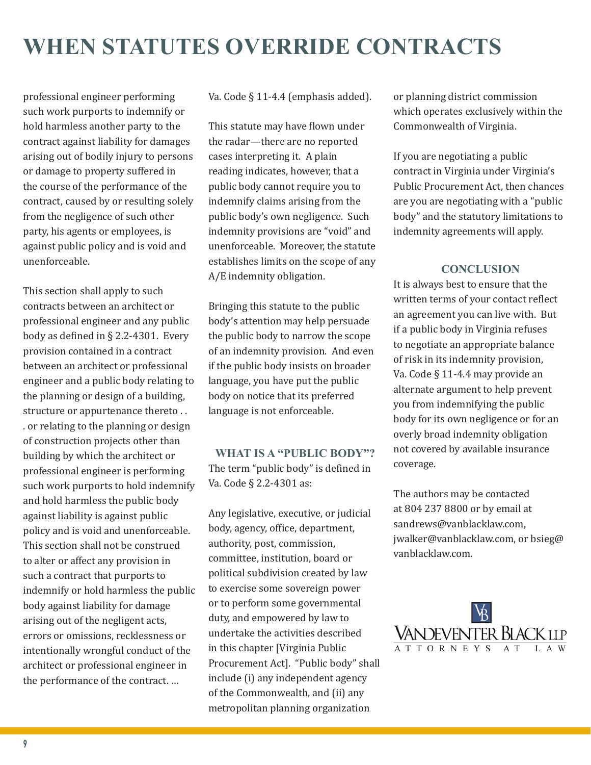professional engineer performing such work purports to indemnify or hold harmless another party to the contract against liability for damages arising out of bodily injury to persons or damage to property suffered in the course of the performance of the contract, caused by or resulting solely from the negligence of such other party, his agents or employees, is against public policy and is void and unenforceable.

This section shall apply to such contracts between an architect or professional engineer and any public body as defined in § 2.2-4301. Every provision contained in a contract between an architect or professional engineer and a public body relating to the planning or design of a building, structure or appurtenance thereto . . . or relating to the planning or design of construction projects other than building by which the architect or professional engineer is performing such work purports to hold indemnify and hold harmless the public body against liability is against public policy and is void and unenforceable. This section shall not be construed to alter or affect any provision in such a contract that purports to indemnify or hold harmless the public body against liability for damage arising out of the negligent acts, errors or omissions, recklessness or intentionally wrongful conduct of the architect or professional engineer in the performance of the contract. …

Va. Code § 11-4.4 (emphasis added).

This statute may have flown under the radar—there are no reported cases interpreting it. A plain reading indicates, however, that a public body cannot require you to indemnify claims arising from the public body's own negligence. Such indemnity provisions are "void" and unenforceable. Moreover, the statute establishes limits on the scope of any A/E indemnity obligation.

Bringing this statute to the public body's attention may help persuade the public body to narrow the scope of an indemnity provision. And even if the public body insists on broader language, you have put the public body on notice that its preferred language is not enforceable.

## WHAT IS A "PUBLIC BODY"?

The term "public body" is defined in Va. Code § 2.2-4301 as:

Any legislative, executive, or judicial body, agency, office, department, authority, post, commission, committee, institution, board or political subdivision created by law to exercise some sovereign power or to perform some governmental duty, and empowered by law to undertake the activities described in this chapter [Virginia Public Procurement Act]. "Public body" shall include (i) any independent agency of the Commonwealth, and (ii) any metropolitan planning organization or planning district commission which operates exclusively within the Commonwealth of Virginia.

If you are negotiating a public contract in Virginia under Virginia's Public Procurement Act, then chances are you are negotiating with a "public body" and the statutory limitations to indemnity agreements will apply.

## CONCLUSION

It is always best to ensure that the written terms of your contact reflect an agreement you can live with. But if a public body in Virginia refuses to negotiate an appropriate balance of risk in its indemnity provision, Va. Code § 11-4.4 may provide an alternate argument to help prevent you from indemnifying the public body for its own negligence or for an overly broad indemnity obligation not covered by available insurance coverage.

The authors may be contacted at 804 237 8800 or by email at sandrews@vanblacklaw.com, jwalker@vanblacklaw.com, or bsieg@vanblacklaw.com.

VANDEVENTER BLACK LLP
ATTORNEYS AT LAW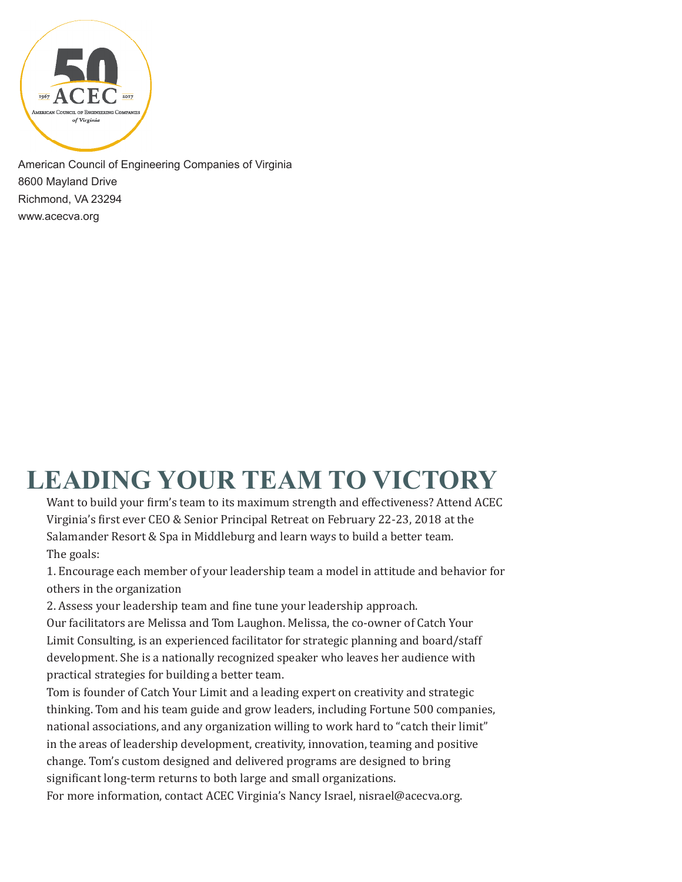American Council of Engineering Companies of Virginia
8600 Mayland Drive
Richmond, VA 23294
www.acecva.org

# LEADING YOUR TEAM TO VICTORY

Want to build your firm's team to its maximum strength and effectiveness? Attend ACEC Virginia's first ever CEO & Senior Principal Retreat on February 22-23, 2018 at the Salamander Resort & Spa in Middleburg and learn ways to build a better team.

The goals:

1. Encourage each member of your leadership team a model in attitude and behavior for others in the organization
2. Assess your leadership team and fine tune your leadership approach.

Our facilitators are Melissa and Tom Laughon. Melissa, the co-owner of Catch Your Limit Consulting, is an experienced facilitator for strategic planning and board/staff development. She is a nationally recognized speaker who leaves her audience with practical strategies for building a better team.

Tom is founder of Catch Your Limit and a leading expert on creativity and strategic thinking. Tom and his team guide and grow leaders, including Fortune 500 companies, national associations, and any organization willing to work hard to "catch their limit" in the areas of leadership development, creativity, innovation, teaming and positive change. Tom's custom designed and delivered programs are designed to bring significant long-term returns to both large and small organizations.

For more information, contact ACEC Virginia's Nancy Israel, nisrael@acecva.org.